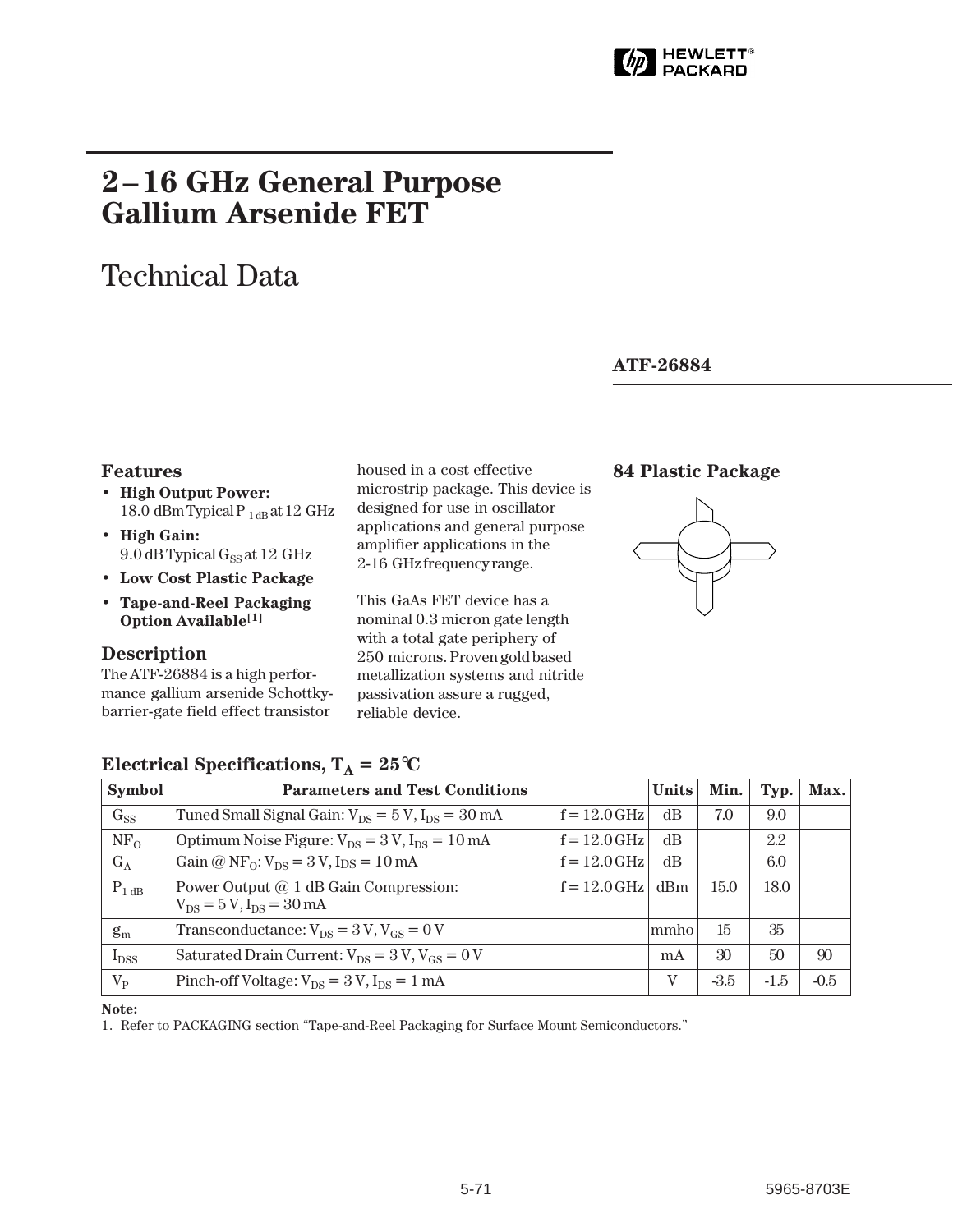# 2–16 GHz General Purpose Gallium Arsenide FET

## Technical Data

**ATF-26884**

### Features

- **High Output Power:** 18.0 dBm Typical $P_{1 dB}$ at 12 GHz
- **High Gain:** 9.0 dB Typical $G_{SS}$ at 12 GHz
- **Low Cost Plastic Package**
- **Tape-and-Reel Packaging Option Available**[1]

### Description

The ATF-26884 is a high performance gallium arsenide Schottky-barrier-gate field effect transistor housed in a cost effective microstrip package. This device is designed for use in oscillator applications and general purpose amplifier applications in the 2-16 GHz frequency range.

This GaAs FET device has a nominal 0.3 micron gate length with a total gate periphery of 250 microns. Proven gold based metallization systems and nitride passivation assure a rugged, reliable device.

### 84 Plastic Package

### Electrical Specifications, $T_A = 25°C$

| Symbol | Parameters and Test Conditions | | Units | Min. | Typ. | Max. |
|---|---|---|---|---|---|---|
| $G_{SS}$ | Tuned Small Signal Gain: $V_{DS} = 5$ V, $I_{DS} = 30$ mA | f = 12.0 GHz | dB | 7.0 | 9.0 | |
| $NF_O$ | Optimum Noise Figure: $V_{DS} = 3$ V, $I_{DS} = 10$ mA | f = 12.0 GHz | dB | | 2.2 | |
| $G_A$ | Gain @ $NF_O$: $V_{DS} = 3$ V, $I_{DS} = 10$ mA | f = 12.0 GHz | dB | | 6.0 | |
| $P_{1 dB}$ | Power Output @ 1 dB Gain Compression: $V_{DS} = 5$ V, $I_{DS} = 30$ mA | f = 12.0 GHz | dBm | 15.0 | 18.0 | |
| $g_m$ | Transconductance: $V_{DS} = 3$ V, $V_{GS} = 0$ V | | mmho | 15 | 35 | |
| $I_{DSS}$ | Saturated Drain Current: $V_{DS} = 3$ V, $V_{GS} = 0$ V | | mA | 30 | 50 | 90 |
| $V_P$ | Pinch-off Voltage: $V_{DS} = 3$ V, $I_{DS} = 1$ mA | | V | -3.5 | -1.5 | -0.5 |

**Note:**

1. Refer to PACKAGING section "Tape-and-Reel Packaging for Surface Mount Semiconductors."

5965-8703E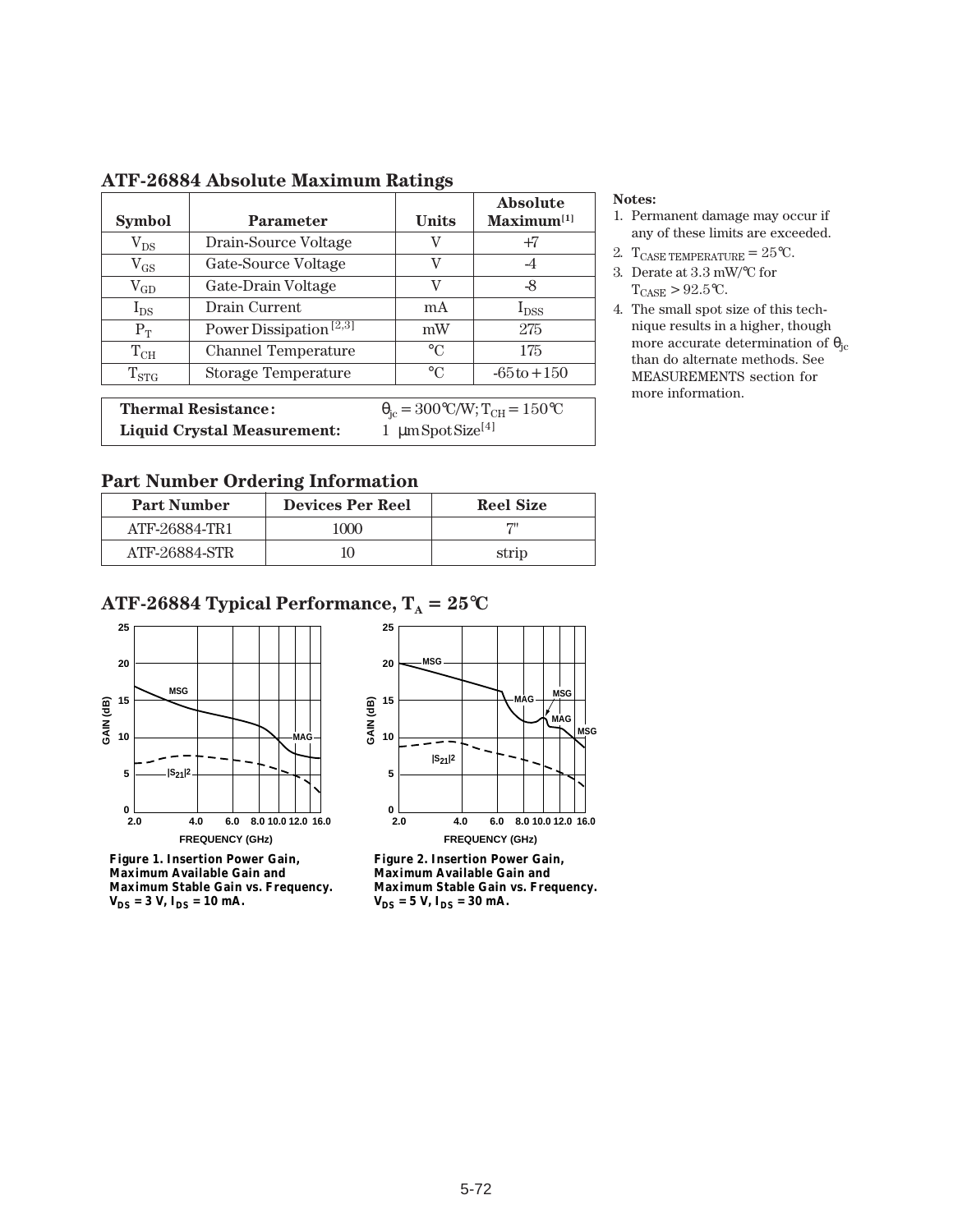## ATF-26884 Absolute Maximum Ratings

| Symbol | Parameter | Units | Absolute Maximum[1] |
|---|---|---|---|
| $V_{DS}$ | Drain-Source Voltage | V | +7 |
| $V_{GS}$ | Gate-Source Voltage | V | -4 |
| $V_{GD}$ | Gate-Drain Voltage | V | -8 |
| $I_{DS}$ | Drain Current | mA | $I_{DSS}$ |
| $P_T$ | Power Dissipation [2,3] | mW | 275 |
| $T_{CH}$ | Channel Temperature | °C | 175 |
| $T_{STG}$ | Storage Temperature | °C | -65 to +150 |

| | |
|---|---|
| **Thermal Resistance:** | $\theta_{jc}$ = 300°C/W; $T_{CH}$ = 150°C |
| **Liquid Crystal Measurement:** | 1 µm Spot Size[4] |

**Notes:**

1. Permanent damage may occur if any of these limits are exceeded.
2. $T_{CASE\ TEMPERATURE}$ = 25°C.
3. Derate at 3.3 mW/°C for $T_{CASE}$ > 92.5°C.
4. The small spot size of this technique results in a higher, though more accurate determination of $\theta_{jc}$ than do alternate methods. See MEASUREMENTS section for more information.

## Part Number Ordering Information

| Part Number | Devices Per Reel | Reel Size |
|---|---|---|
| ATF-26884-TR1 | 1000 | 7" |
| ATF-26884-STR | 10 | strip |

## ATF-26884 Typical Performance, $T_A$ = 25°C

**Figure 1. Insertion Power Gain, Maximum Available Gain and Maximum Stable Gain vs. Frequency. $V_{DS}$ = 3 V, $I_{DS}$ = 10 mA.**

**Figure 2. Insertion Power Gain, Maximum Available Gain and Maximum Stable Gain vs. Frequency. $V_{DS}$ = 5 V, $I_{DS}$ = 30 mA.**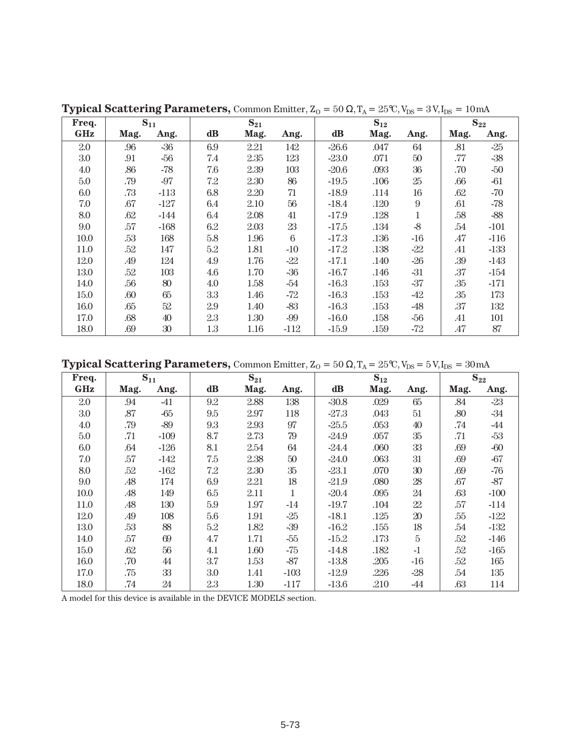**Typical Scattering Parameters,** Common Emitter, $Z_O = 50\ \Omega$, $T_A = 25°C$, $V_{DS} = 3\ V$, $I_{DS} = 10\ mA$

| Freq. | $S_{11}$ | | $S_{21}$ | | | $S_{12}$ | | | $S_{22}$ | |
|---|---|---|---|---|---|---|---|---|---|---|
| GHz | Mag. | Ang. | dB | Mag. | Ang. | dB | Mag. | Ang. | Mag. | Ang. |
| 2.0 | .96 | -36 | 6.9 | 2.21 | 142 | -26.6 | .047 | 64 | .81 | -25 |
| 3.0 | .91 | -56 | 7.4 | 2.35 | 123 | -23.0 | .071 | 50 | .77 | -38 |
| 4.0 | .86 | -78 | 7.6 | 2.39 | 103 | -20.6 | .093 | 36 | .70 | -50 |
| 5.0 | .79 | -97 | 7.2 | 2.30 | 86 | -19.5 | .106 | 25 | .66 | -61 |
| 6.0 | .73 | -113 | 6.8 | 2.20 | 71 | -18.9 | .114 | 16 | .62 | -70 |
| 7.0 | .67 | -127 | 6.4 | 2.10 | 56 | -18.4 | .120 | 9 | .61 | -78 |
| 8.0 | .62 | -144 | 6.4 | 2.08 | 41 | -17.9 | .128 | 1 | .58 | -88 |
| 9.0 | .57 | -168 | 6.2 | 2.03 | 23 | -17.5 | .134 | -8 | .54 | -101 |
| 10.0 | .53 | 168 | 5.8 | 1.96 | 6 | -17.3 | .136 | -16 | .47 | -116 |
| 11.0 | .52 | 147 | 5.2 | 1.81 | -10 | -17.2 | .138 | -22 | .41 | -133 |
| 12.0 | .49 | 124 | 4.9 | 1.76 | -22 | -17.1 | .140 | -26 | .39 | -143 |
| 13.0 | .52 | 103 | 4.6 | 1.70 | -36 | -16.7 | .146 | -31 | .37 | -154 |
| 14.0 | .56 | 80 | 4.0 | 1.58 | -54 | -16.3 | .153 | -37 | .35 | -171 |
| 15.0 | .60 | 65 | 3.3 | 1.46 | -72 | -16.3 | .153 | -42 | .35 | 173 |
| 16.0 | .65 | 52 | 2.9 | 1.40 | -83 | -16.3 | .153 | -48 | .37 | 132 |
| 17.0 | .68 | 40 | 2.3 | 1.30 | -99 | -16.0 | .158 | -56 | .41 | 101 |
| 18.0 | .69 | 30 | 1.3 | 1.16 | -112 | -15.9 | .159 | -72 | .47 | 87 |

**Typical Scattering Parameters,** Common Emitter, $Z_O = 50\ \Omega$, $T_A = 25°C$, $V_{DS} = 5\ V$, $I_{DS} = 30\ mA$

| Freq. | $S_{11}$ | | $S_{21}$ | | | $S_{12}$ | | | $S_{22}$ | |
|---|---|---|---|---|---|---|---|---|---|---|
| GHz | Mag. | Ang. | dB | Mag. | Ang. | dB | Mag. | Ang. | Mag. | Ang. |
| 2.0 | .94 | -41 | 9.2 | 2.88 | 138 | -30.8 | .029 | 65 | .84 | -23 |
| 3.0 | .87 | -65 | 9.5 | 2.97 | 118 | -27.3 | .043 | 51 | .80 | -34 |
| 4.0 | .79 | -89 | 9.3 | 2.93 | 97 | -25.5 | .053 | 40 | .74 | -44 |
| 5.0 | .71 | -109 | 8.7 | 2.73 | 79 | -24.9 | .057 | 35 | .71 | -53 |
| 6.0 | .64 | -126 | 8.1 | 2.54 | 64 | -24.4 | .060 | 33 | .69 | -60 |
| 7.0 | .57 | -142 | 7.5 | 2.38 | 50 | -24.0 | .063 | 31 | .69 | -67 |
| 8.0 | .52 | -162 | 7.2 | 2.30 | 35 | -23.1 | .070 | 30 | .69 | -76 |
| 9.0 | .48 | 174 | 6.9 | 2.21 | 18 | -21.9 | .080 | 28 | .67 | -87 |
| 10.0 | .48 | 149 | 6.5 | 2.11 | 1 | -20.4 | .095 | 24 | .63 | -100 |
| 11.0 | .48 | 130 | 5.9 | 1.97 | -14 | -19.7 | .104 | 22 | .57 | -114 |
| 12.0 | .49 | 108 | 5.6 | 1.91 | -25 | -18.1 | .125 | 20 | .55 | -122 |
| 13.0 | .53 | 88 | 5.2 | 1.82 | -39 | -16.2 | .155 | 18 | .54 | -132 |
| 14.0 | .57 | 69 | 4.7 | 1.71 | -55 | -15.2 | .173 | 5 | .52 | -146 |
| 15.0 | .62 | 56 | 4.1 | 1.60 | -75 | -14.8 | .182 | -1 | .52 | -165 |
| 16.0 | .70 | 44 | 3.7 | 1.53 | -87 | -13.8 | .205 | -16 | .52 | 165 |
| 17.0 | .75 | 33 | 3.0 | 1.41 | -103 | -12.9 | .226 | -28 | .54 | 135 |
| 18.0 | .74 | 24 | 2.3 | 1.30 | -117 | -13.6 | .210 | -44 | .63 | 114 |

A model for this device is available in the DEVICE MODELS section.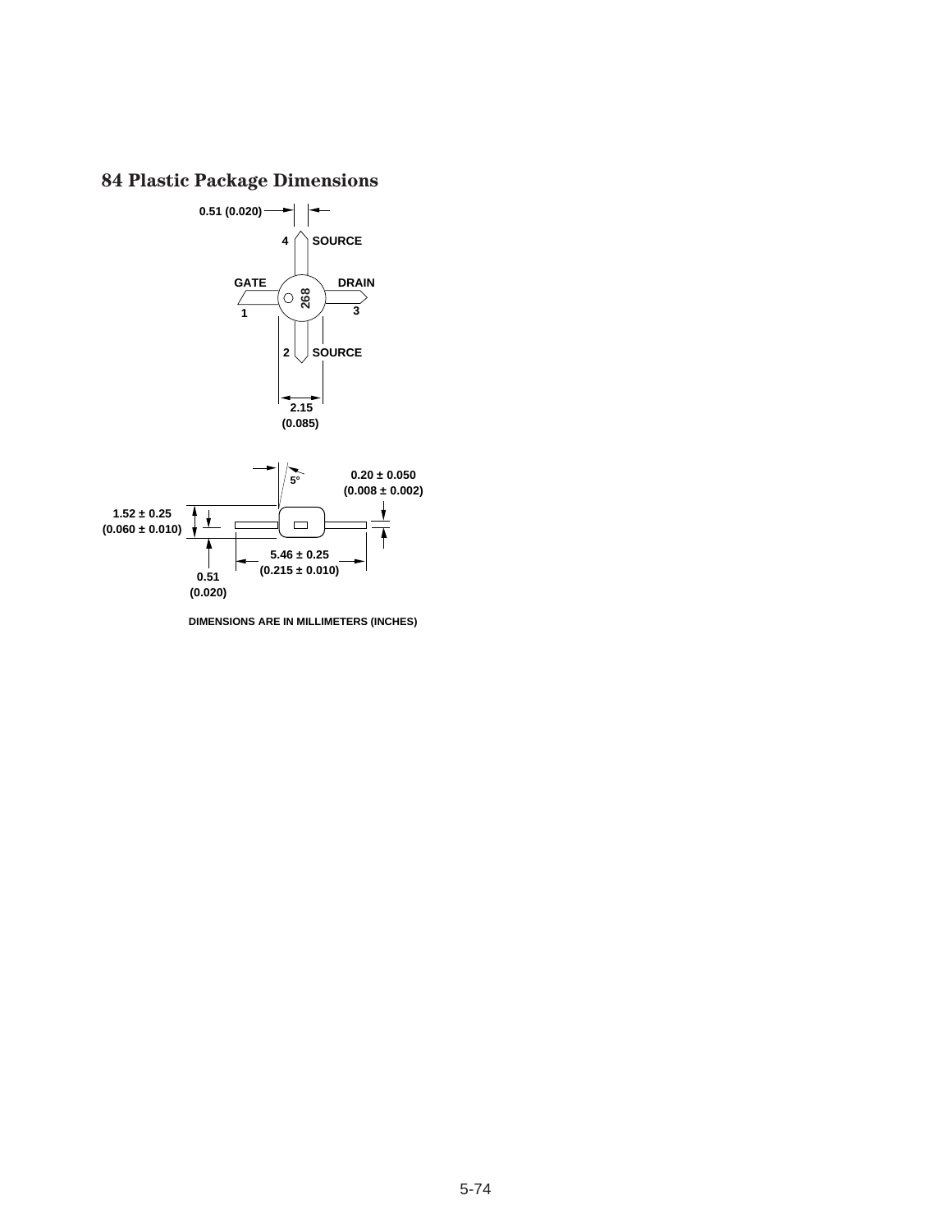## 84 Plastic Package Dimensions

0.51 (0.020)

4 SOURCE

GATE

DRAIN

268

1

3

2 SOURCE

2.15
(0.085)

5°

0.20 ± 0.050
(0.008 ± 0.002)

1.52 ± 0.25
(0.060 ± 0.010)

5.46 ± 0.25
(0.215 ± 0.010)

0.51
(0.020)

DIMENSIONS ARE IN MILLIMETERS (INCHES)